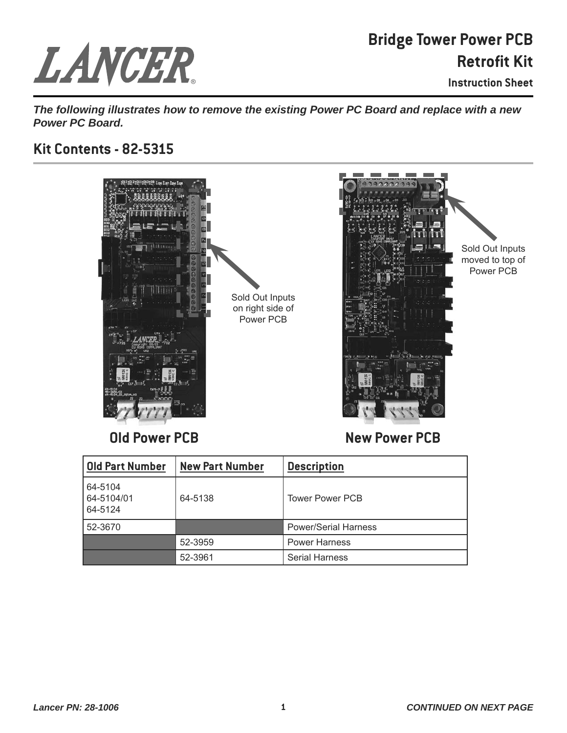# Bridge Tower Power PCB Retrofit Kit

**Instruction Sheet**

***The following illustrates how to remove the existing Power PC Board and replace with a new Power PC Board.***

## Kit Contents - 82-5315

Sold Out Inputs on right side of Power PCB

Sold Out Inputs moved to top of Power PCB

**Old Power PCB**

**New Power PCB**

| Old Part Number | New Part Number | Description |
|---|---|---|
| 64-5104<br>64-5104/01<br>64-5124 | 64-5138 | Tower Power PCB |
| 52-3670 | | Power/Serial Harness |
| | 52-3959 | Power Harness |
| | 52-3961 | Serial Harness |

*Lancer PN: 28-1006*

***CONTINUED ON NEXT PAGE***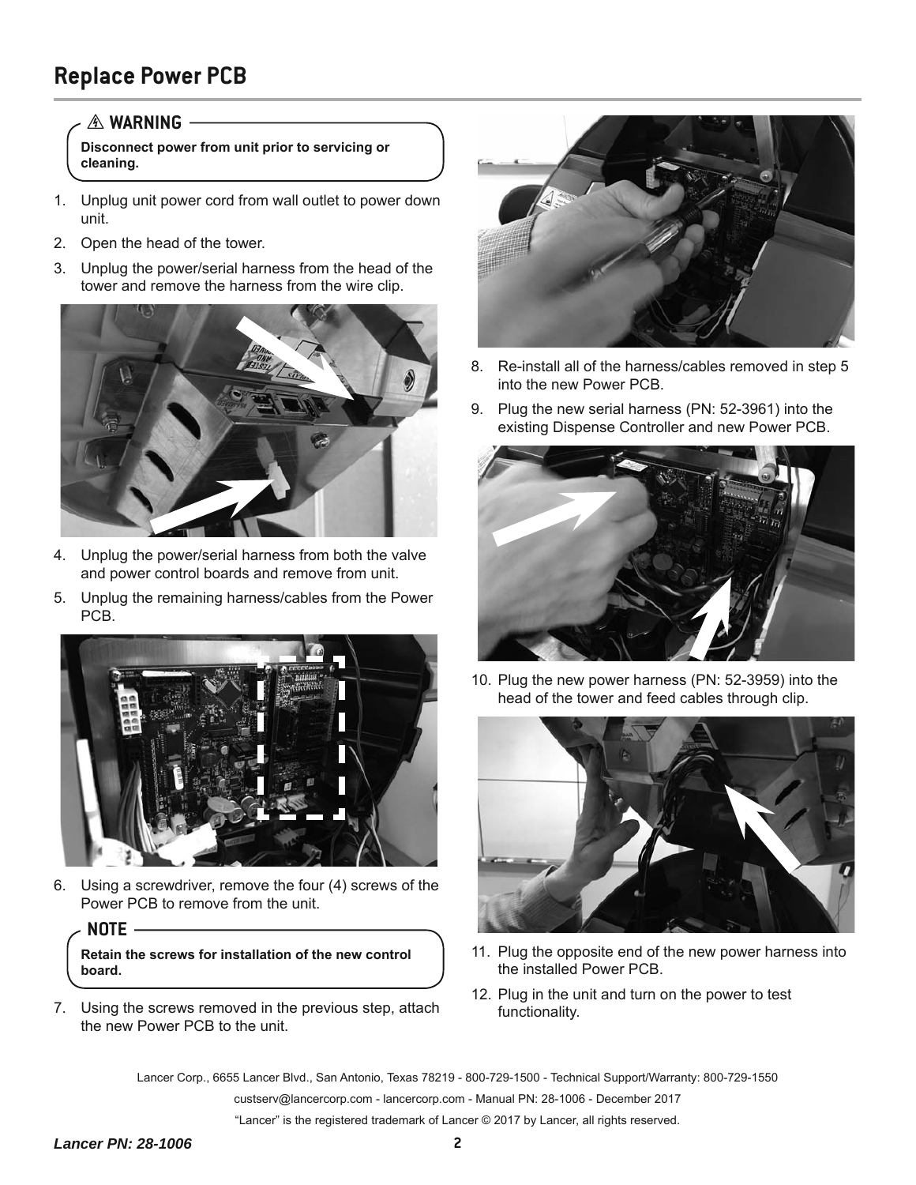## Replace Power PCB

> ⚠ **WARNING**
>
> **Disconnect power from unit prior to servicing or cleaning.**

1. Unplug unit power cord from wall outlet to power down unit.
2. Open the head of the tower.
3. Unplug the power/serial harness from the head of the tower and remove the harness from the wire clip.
4. Unplug the power/serial harness from both the valve and power control boards and remove from unit.
5. Unplug the remaining harness/cables from the Power PCB.
6. Using a screwdriver, remove the four (4) screws of the Power PCB to remove from the unit.

> **NOTE**
>
> **Retain the screws for installation of the new control board.**

7. Using the screws removed in the previous step, attach the new Power PCB to the unit.
8. Re-install all of the harness/cables removed in step 5 into the new Power PCB.
9. Plug the new serial harness (PN: 52-3961) into the existing Dispense Controller and new Power PCB.
10. Plug the new power harness (PN: 52-3959) into the head of the tower and feed cables through clip.
11. Plug the opposite end of the new power harness into the installed Power PCB.
12. Plug in the unit and turn on the power to test functionality.

Lancer Corp., 6655 Lancer Blvd., San Antonio, Texas 78219 - 800-729-1500 - Technical Support/Warranty: 800-729-1550

custserv@lancercorp.com - lancercorp.com - Manual PN: 28-1006 - December 2017

"Lancer" is the registered trademark of Lancer © 2017 by Lancer, all rights reserved.